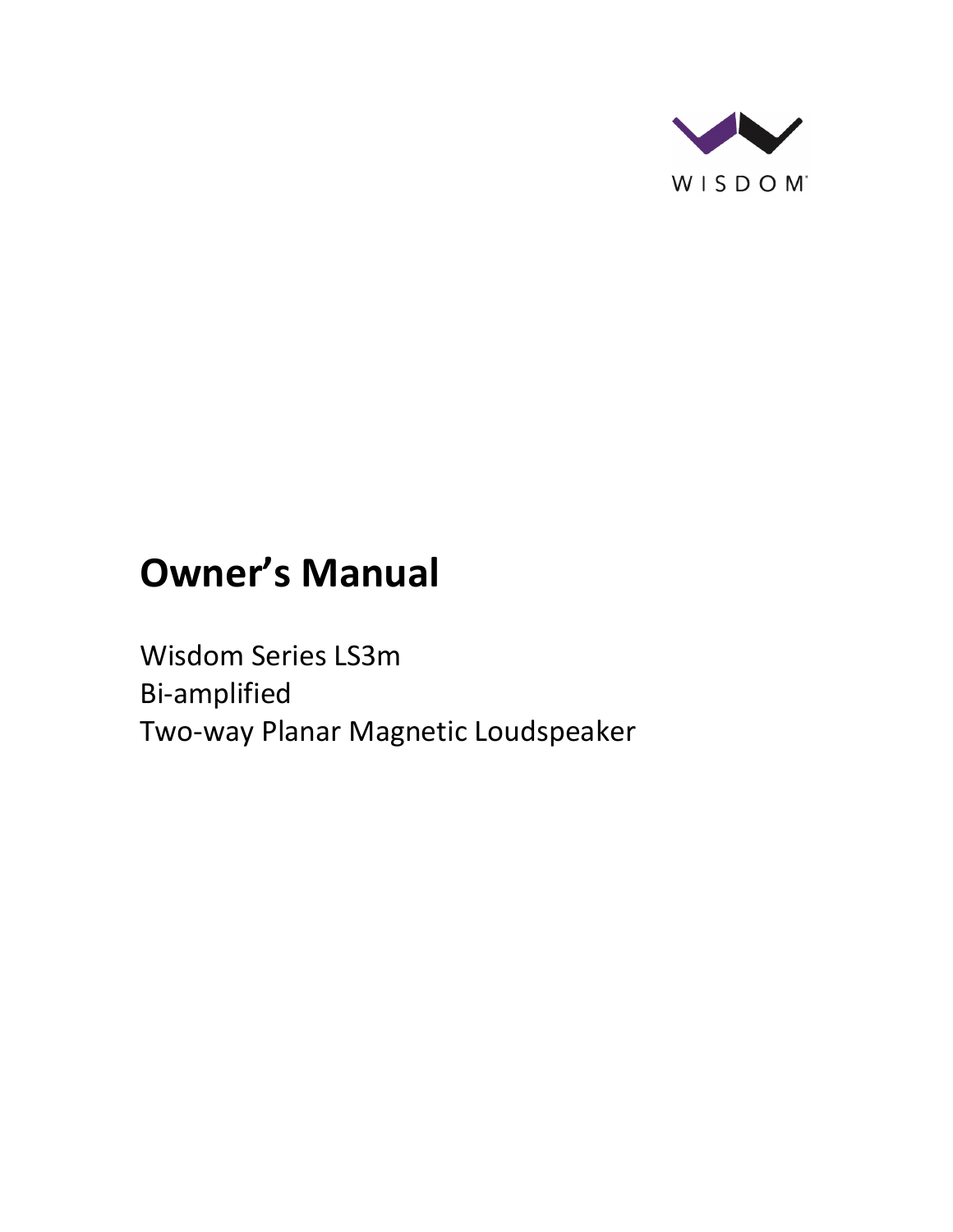WISDOM

# Owner's Manual

Wisdom Series LS3m
Bi-amplified
Two-way Planar Magnetic Loudspeaker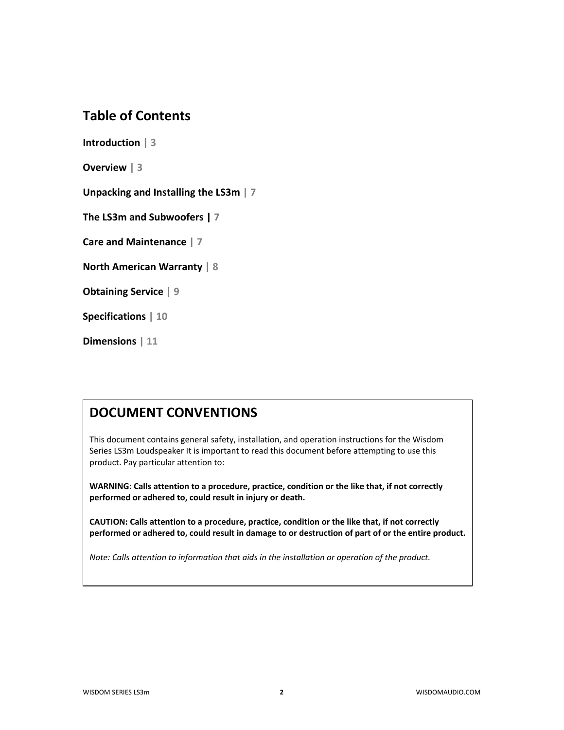## Table of Contents

**Introduction** | 3

**Overview** | 3

**Unpacking and Installing the LS3m** | 7

**The LS3m and Subwoofers** | 7

**Care and Maintenance** | 7

**North American Warranty** | 8

**Obtaining Service** | 9

**Specifications** | 10

**Dimensions** | 11

## DOCUMENT CONVENTIONS

This document contains general safety, installation, and operation instructions for the Wisdom Series LS3m Loudspeaker It is important to read this document before attempting to use this product. Pay particular attention to:

**WARNING: Calls attention to a procedure, practice, condition or the like that, if not correctly performed or adhered to, could result in injury or death.**

**CAUTION: Calls attention to a procedure, practice, condition or the like that, if not correctly performed or adhered to, could result in damage to or destruction of part of or the entire product.**

*Note: Calls attention to information that aids in the installation or operation of the product.*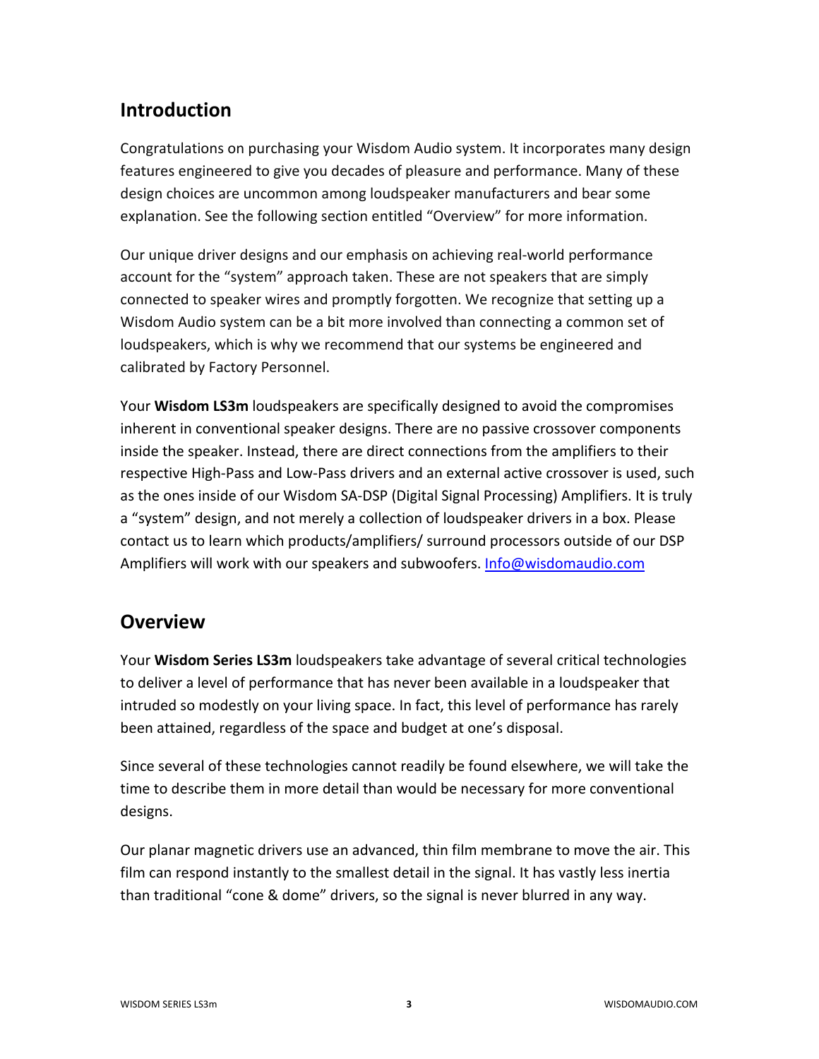## Introduction

Congratulations on purchasing your Wisdom Audio system. It incorporates many design features engineered to give you decades of pleasure and performance. Many of these design choices are uncommon among loudspeaker manufacturers and bear some explanation. See the following section entitled “Overview” for more information.

Our unique driver designs and our emphasis on achieving real-world performance account for the “system” approach taken. These are not speakers that are simply connected to speaker wires and promptly forgotten. We recognize that setting up a Wisdom Audio system can be a bit more involved than connecting a common set of loudspeakers, which is why we recommend that our systems be engineered and calibrated by Factory Personnel.

Your **Wisdom LS3m** loudspeakers are specifically designed to avoid the compromises inherent in conventional speaker designs. There are no passive crossover components inside the speaker. Instead, there are direct connections from the amplifiers to their respective High-Pass and Low-Pass drivers and an external active crossover is used, such as the ones inside of our Wisdom SA-DSP (Digital Signal Processing) Amplifiers. It is truly a “system” design, and not merely a collection of loudspeaker drivers in a box. Please contact us to learn which products/amplifiers/ surround processors outside of our DSP Amplifiers will work with our speakers and subwoofers. [Info@wisdomaudio.com](mailto:Info@wisdomaudio.com)

## Overview

Your **Wisdom Series LS3m** loudspeakers take advantage of several critical technologies to deliver a level of performance that has never been available in a loudspeaker that intruded so modestly on your living space. In fact, this level of performance has rarely been attained, regardless of the space and budget at one’s disposal.

Since several of these technologies cannot readily be found elsewhere, we will take the time to describe them in more detail than would be necessary for more conventional designs.

Our planar magnetic drivers use an advanced, thin film membrane to move the air. This film can respond instantly to the smallest detail in the signal. It has vastly less inertia than traditional “cone & dome” drivers, so the signal is never blurred in any way.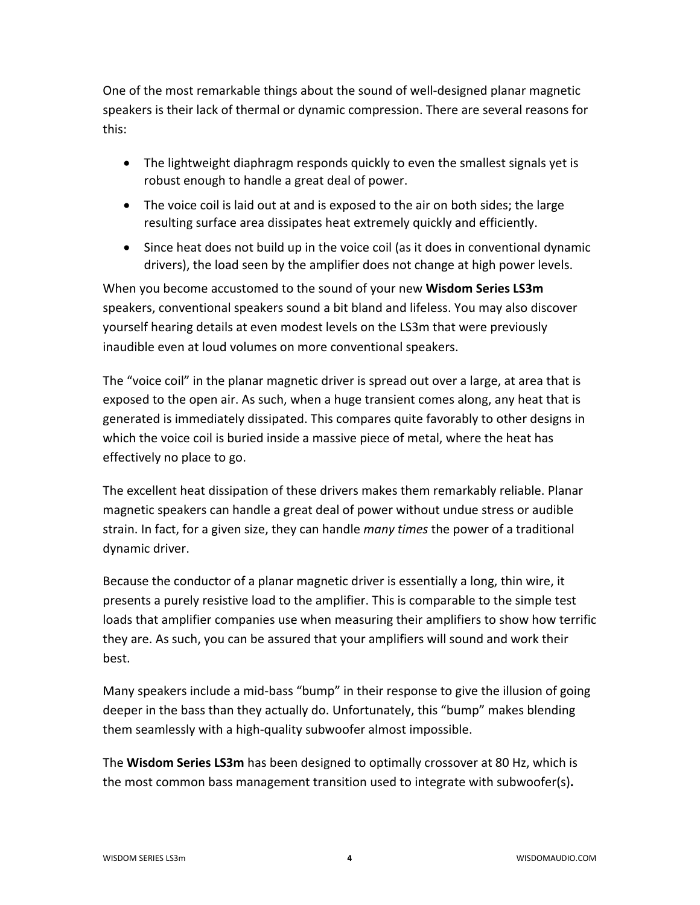One of the most remarkable things about the sound of well-designed planar magnetic speakers is their lack of thermal or dynamic compression. There are several reasons for this:

- The lightweight diaphragm responds quickly to even the smallest signals yet is robust enough to handle a great deal of power.
- The voice coil is laid out at and is exposed to the air on both sides; the large resulting surface area dissipates heat extremely quickly and efficiently.
- Since heat does not build up in the voice coil (as it does in conventional dynamic drivers), the load seen by the amplifier does not change at high power levels.

When you become accustomed to the sound of your new **Wisdom Series LS3m** speakers, conventional speakers sound a bit bland and lifeless. You may also discover yourself hearing details at even modest levels on the LS3m that were previously inaudible even at loud volumes on more conventional speakers.

The "voice coil" in the planar magnetic driver is spread out over a large, at area that is exposed to the open air. As such, when a huge transient comes along, any heat that is generated is immediately dissipated. This compares quite favorably to other designs in which the voice coil is buried inside a massive piece of metal, where the heat has effectively no place to go.

The excellent heat dissipation of these drivers makes them remarkably reliable. Planar magnetic speakers can handle a great deal of power without undue stress or audible strain. In fact, for a given size, they can handle *many times* the power of a traditional dynamic driver.

Because the conductor of a planar magnetic driver is essentially a long, thin wire, it presents a purely resistive load to the amplifier. This is comparable to the simple test loads that amplifier companies use when measuring their amplifiers to show how terrific they are. As such, you can be assured that your amplifiers will sound and work their best.

Many speakers include a mid-bass "bump" in their response to give the illusion of going deeper in the bass than they actually do. Unfortunately, this "bump" makes blending them seamlessly with a high-quality subwoofer almost impossible.

The **Wisdom Series LS3m** has been designed to optimally crossover at 80 Hz, which is the most common bass management transition used to integrate with subwoofer(s)**.**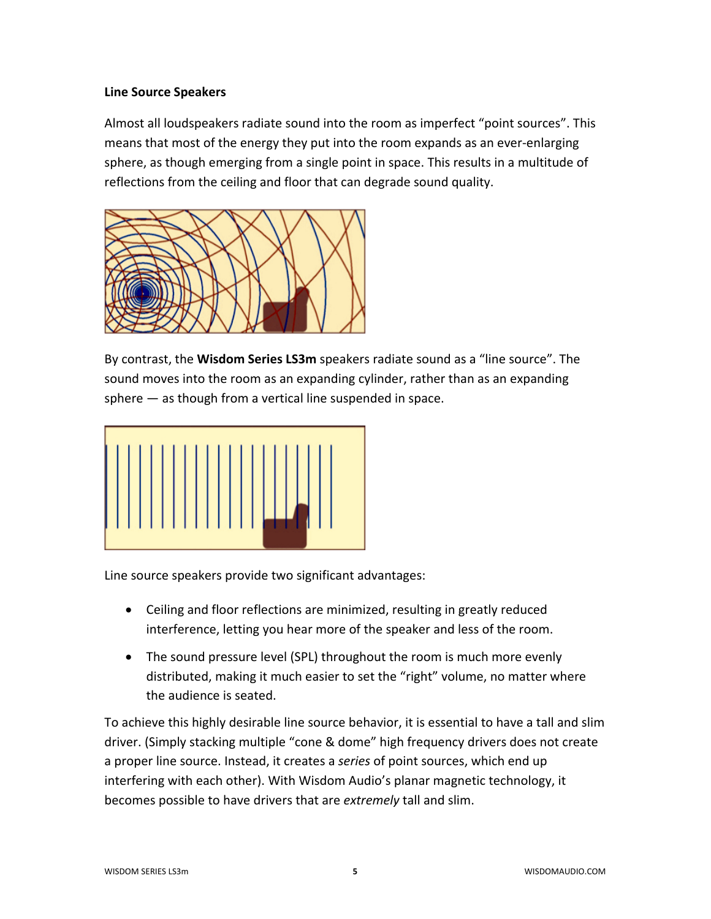**Line Source Speakers**

Almost all loudspeakers radiate sound into the room as imperfect "point sources". This means that most of the energy they put into the room expands as an ever-enlarging sphere, as though emerging from a single point in space. This results in a multitude of reflections from the ceiling and floor that can degrade sound quality.

By contrast, the **Wisdom Series LS3m** speakers radiate sound as a "line source". The sound moves into the room as an expanding cylinder, rather than as an expanding sphere — as though from a vertical line suspended in space.

Line source speakers provide two significant advantages:

- Ceiling and floor reflections are minimized, resulting in greatly reduced interference, letting you hear more of the speaker and less of the room.
- The sound pressure level (SPL) throughout the room is much more evenly distributed, making it much easier to set the "right" volume, no matter where the audience is seated.

To achieve this highly desirable line source behavior, it is essential to have a tall and slim driver. (Simply stacking multiple "cone & dome" high frequency drivers does not create a proper line source. Instead, it creates a *series* of point sources, which end up interfering with each other). With Wisdom Audio's planar magnetic technology, it becomes possible to have drivers that are *extremely* tall and slim.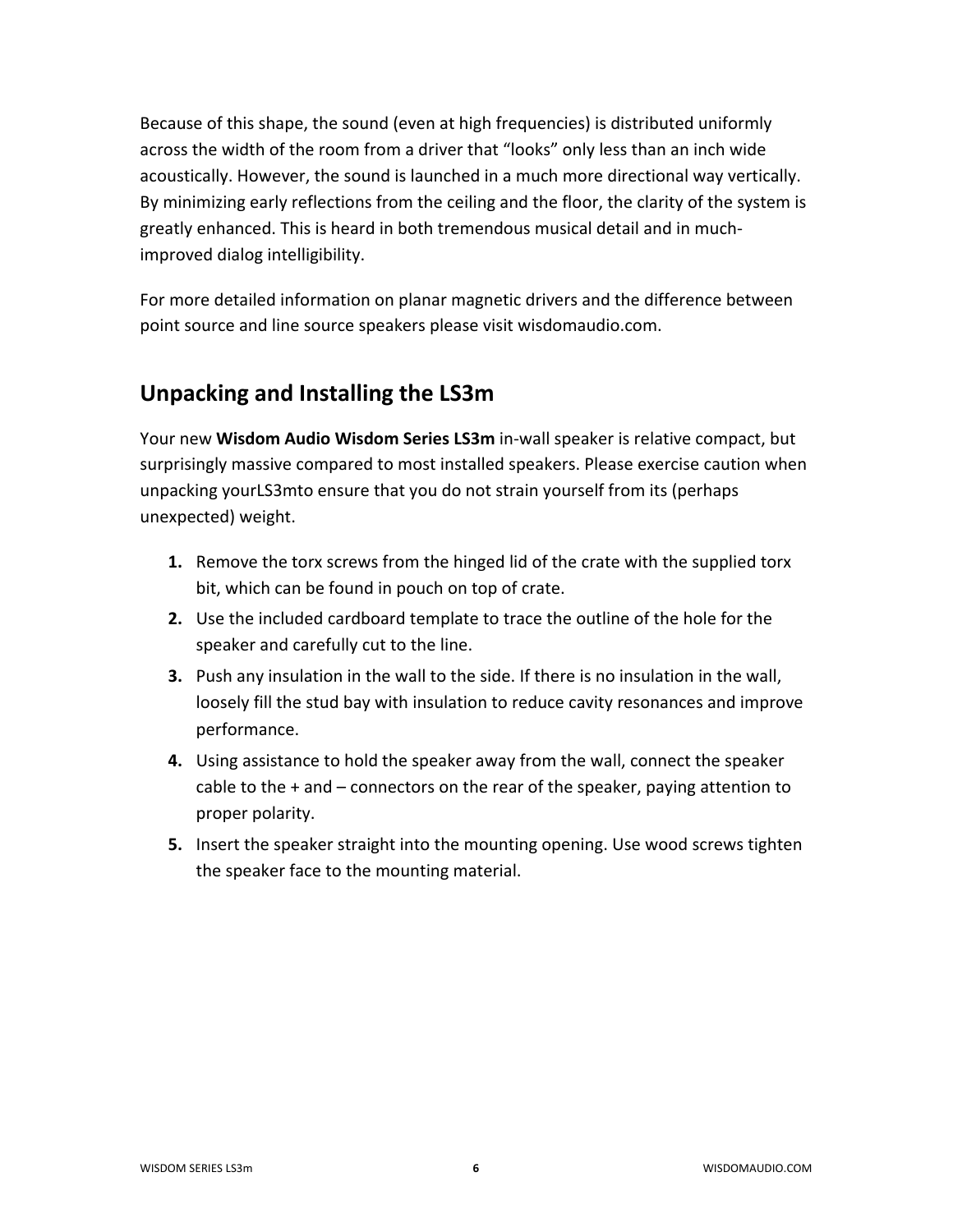Because of this shape, the sound (even at high frequencies) is distributed uniformly across the width of the room from a driver that "looks" only less than an inch wide acoustically. However, the sound is launched in a much more directional way vertically. By minimizing early reflections from the ceiling and the floor, the clarity of the system is greatly enhanced. This is heard in both tremendous musical detail and in much-improved dialog intelligibility.

For more detailed information on planar magnetic drivers and the difference between point source and line source speakers please visit wisdomaudio.com.

## Unpacking and Installing the LS3m

Your new **Wisdom Audio Wisdom Series LS3m** in-wall speaker is relative compact, but surprisingly massive compared to most installed speakers. Please exercise caution when unpacking yourLS3mto ensure that you do not strain yourself from its (perhaps unexpected) weight.

1. Remove the torx screws from the hinged lid of the crate with the supplied torx bit, which can be found in pouch on top of crate.
2. Use the included cardboard template to trace the outline of the hole for the speaker and carefully cut to the line.
3. Push any insulation in the wall to the side. If there is no insulation in the wall, loosely fill the stud bay with insulation to reduce cavity resonances and improve performance.
4. Using assistance to hold the speaker away from the wall, connect the speaker cable to the + and – connectors on the rear of the speaker, paying attention to proper polarity.
5. Insert the speaker straight into the mounting opening. Use wood screws tighten the speaker face to the mounting material.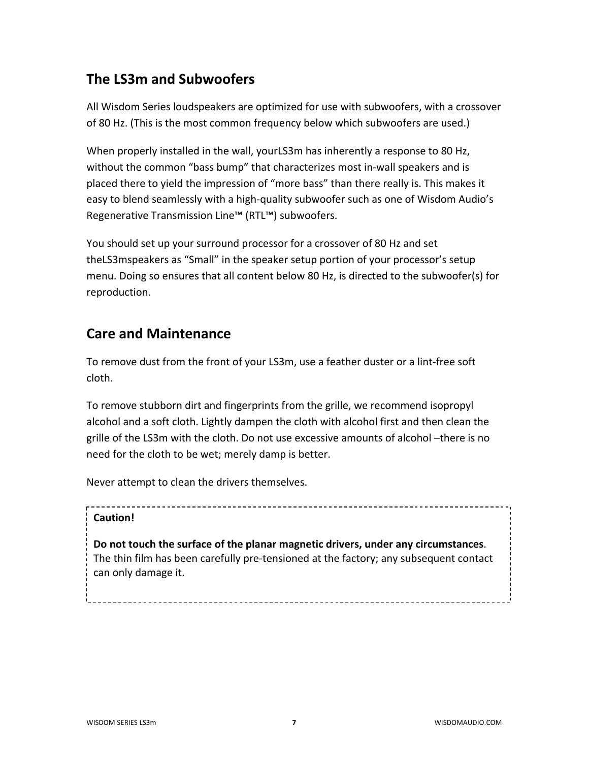## The LS3m and Subwoofers

All Wisdom Series loudspeakers are optimized for use with subwoofers, with a crossover of 80 Hz. (This is the most common frequency below which subwoofers are used.)

When properly installed in the wall, yourLS3m has inherently a response to 80 Hz, without the common “bass bump” that characterizes most in-wall speakers and is placed there to yield the impression of “more bass” than there really is. This makes it easy to blend seamlessly with a high-quality subwoofer such as one of Wisdom Audio’s Regenerative Transmission Line™ (RTL™) subwoofers.

You should set up your surround processor for a crossover of 80 Hz and set theLS3mspeakers as “Small” in the speaker setup portion of your processor’s setup menu. Doing so ensures that all content below 80 Hz, is directed to the subwoofer(s) for reproduction.

## Care and Maintenance

To remove dust from the front of your LS3m, use a feather duster or a lint-free soft cloth.

To remove stubborn dirt and fingerprints from the grille, we recommend isopropyl alcohol and a soft cloth. Lightly dampen the cloth with alcohol first and then clean the grille of the LS3m with the cloth. Do not use excessive amounts of alcohol –there is no need for the cloth to be wet; merely damp is better.

Never attempt to clean the drivers themselves.

**Caution!**

**Do not touch the surface of the planar magnetic drivers, under any circumstances**. The thin film has been carefully pre-tensioned at the factory; any subsequent contact can only damage it.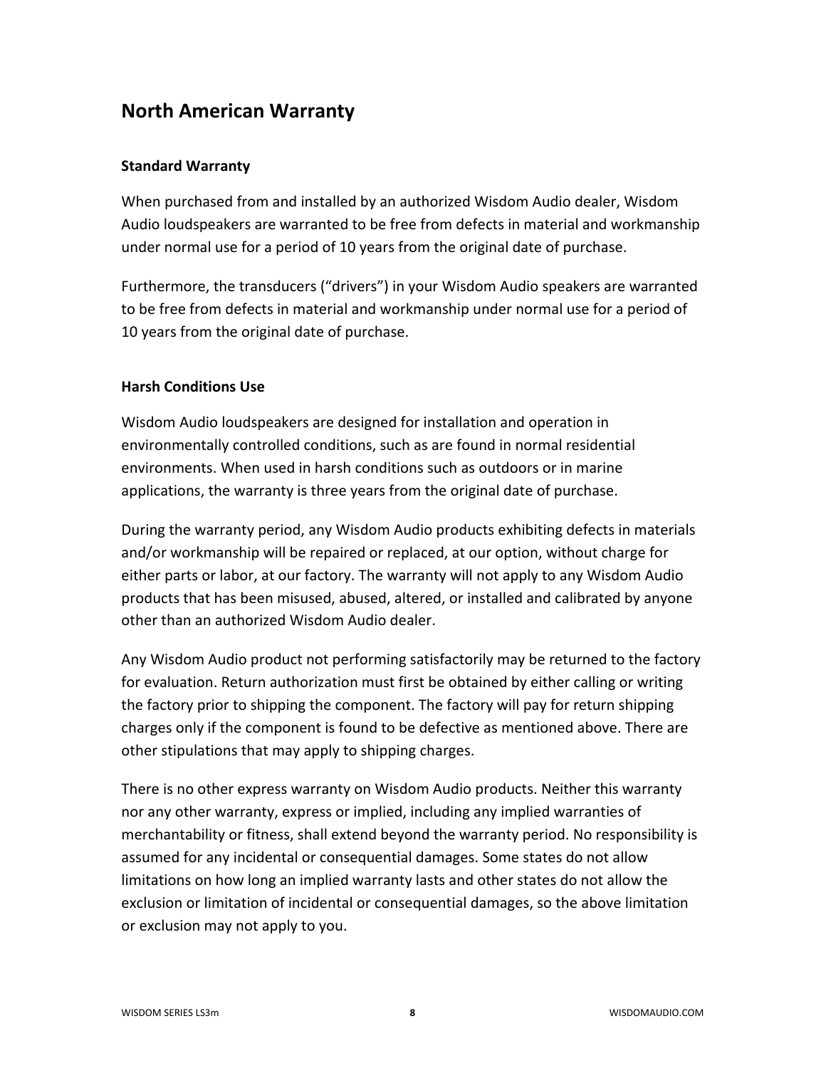## North American Warranty

### Standard Warranty

When purchased from and installed by an authorized Wisdom Audio dealer, Wisdom Audio loudspeakers are warranted to be free from defects in material and workmanship under normal use for a period of 10 years from the original date of purchase.

Furthermore, the transducers ("drivers") in your Wisdom Audio speakers are warranted to be free from defects in material and workmanship under normal use for a period of 10 years from the original date of purchase.

### Harsh Conditions Use

Wisdom Audio loudspeakers are designed for installation and operation in environmentally controlled conditions, such as are found in normal residential environments. When used in harsh conditions such as outdoors or in marine applications, the warranty is three years from the original date of purchase.

During the warranty period, any Wisdom Audio products exhibiting defects in materials and/or workmanship will be repaired or replaced, at our option, without charge for either parts or labor, at our factory. The warranty will not apply to any Wisdom Audio products that has been misused, abused, altered, or installed and calibrated by anyone other than an authorized Wisdom Audio dealer.

Any Wisdom Audio product not performing satisfactorily may be returned to the factory for evaluation. Return authorization must first be obtained by either calling or writing the factory prior to shipping the component. The factory will pay for return shipping charges only if the component is found to be defective as mentioned above. There are other stipulations that may apply to shipping charges.

There is no other express warranty on Wisdom Audio products. Neither this warranty nor any other warranty, express or implied, including any implied warranties of merchantability or fitness, shall extend beyond the warranty period. No responsibility is assumed for any incidental or consequential damages. Some states do not allow limitations on how long an implied warranty lasts and other states do not allow the exclusion or limitation of incidental or consequential damages, so the above limitation or exclusion may not apply to you.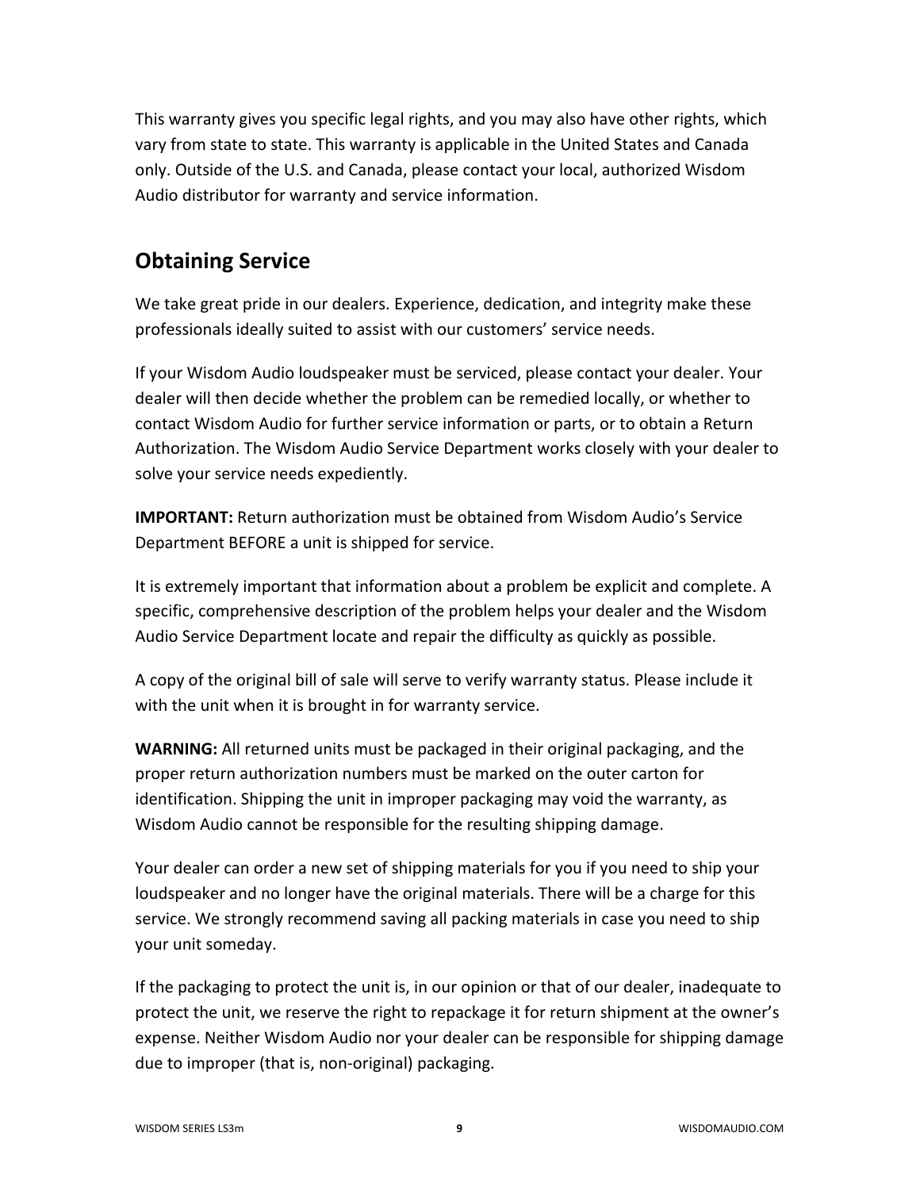This warranty gives you specific legal rights, and you may also have other rights, which vary from state to state. This warranty is applicable in the United States and Canada only. Outside of the U.S. and Canada, please contact your local, authorized Wisdom Audio distributor for warranty and service information.

## Obtaining Service

We take great pride in our dealers. Experience, dedication, and integrity make these professionals ideally suited to assist with our customers' service needs.

If your Wisdom Audio loudspeaker must be serviced, please contact your dealer. Your dealer will then decide whether the problem can be remedied locally, or whether to contact Wisdom Audio for further service information or parts, or to obtain a Return Authorization. The Wisdom Audio Service Department works closely with your dealer to solve your service needs expediently.

**IMPORTANT:** Return authorization must be obtained from Wisdom Audio's Service Department BEFORE a unit is shipped for service.

It is extremely important that information about a problem be explicit and complete. A specific, comprehensive description of the problem helps your dealer and the Wisdom Audio Service Department locate and repair the difficulty as quickly as possible.

A copy of the original bill of sale will serve to verify warranty status. Please include it with the unit when it is brought in for warranty service.

**WARNING:** All returned units must be packaged in their original packaging, and the proper return authorization numbers must be marked on the outer carton for identification. Shipping the unit in improper packaging may void the warranty, as Wisdom Audio cannot be responsible for the resulting shipping damage.

Your dealer can order a new set of shipping materials for you if you need to ship your loudspeaker and no longer have the original materials. There will be a charge for this service. We strongly recommend saving all packing materials in case you need to ship your unit someday.

If the packaging to protect the unit is, in our opinion or that of our dealer, inadequate to protect the unit, we reserve the right to repackage it for return shipment at the owner's expense. Neither Wisdom Audio nor your dealer can be responsible for shipping damage due to improper (that is, non-original) packaging.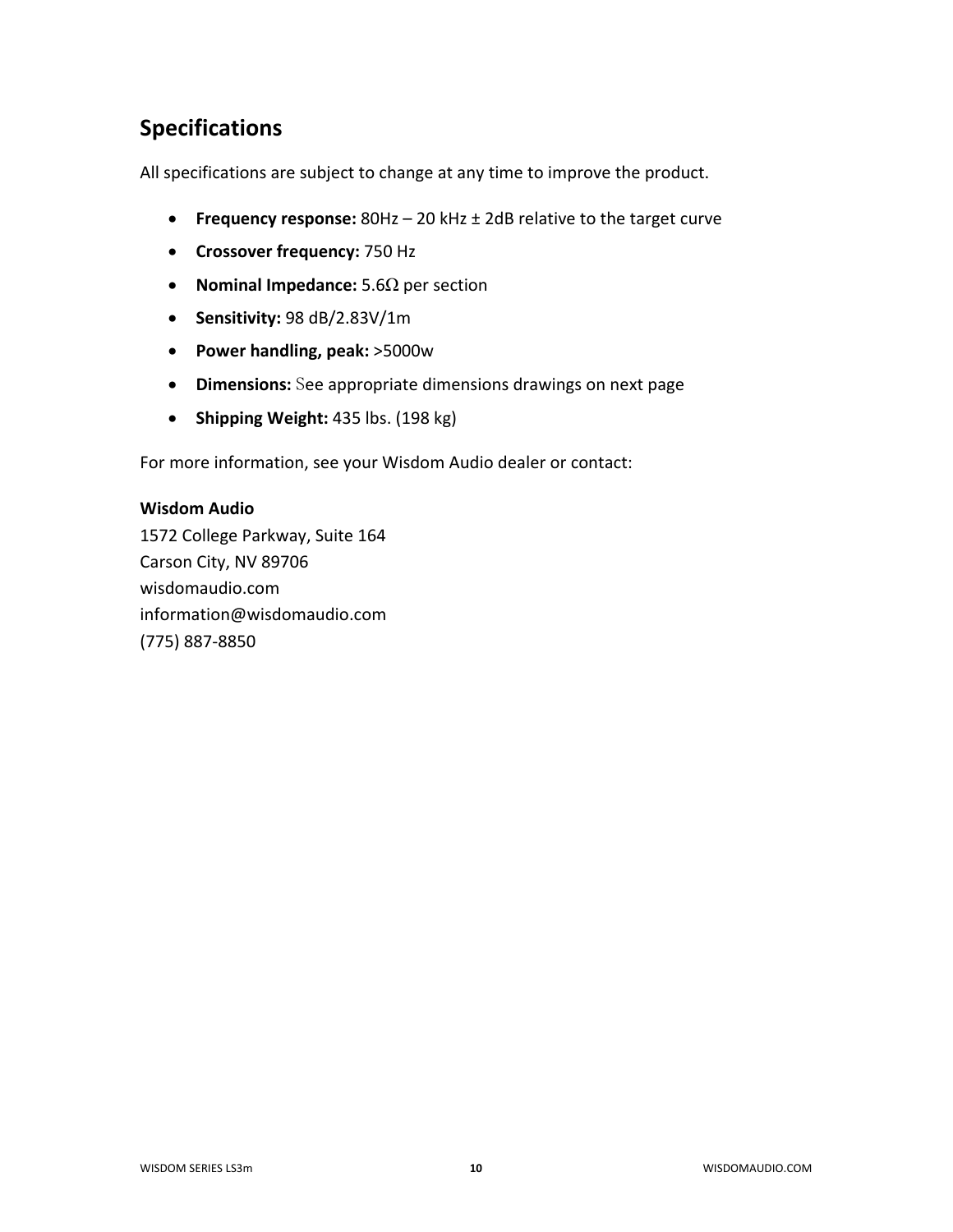## Specifications

All specifications are subject to change at any time to improve the product.

- **Frequency response:** 80Hz – 20 kHz ± 2dB relative to the target curve
- **Crossover frequency:** 750 Hz
- **Nominal Impedance:** 5.6Ω per section
- **Sensitivity:** 98 dB/2.83V/1m
- **Power handling, peak:** >5000w
- **Dimensions:** See appropriate dimensions drawings on next page
- **Shipping Weight:** 435 lbs. (198 kg)

For more information, see your Wisdom Audio dealer or contact:

**Wisdom Audio**
1572 College Parkway, Suite 164
Carson City, NV 89706
wisdomaudio.com
information@wisdomaudio.com
(775) 887-8850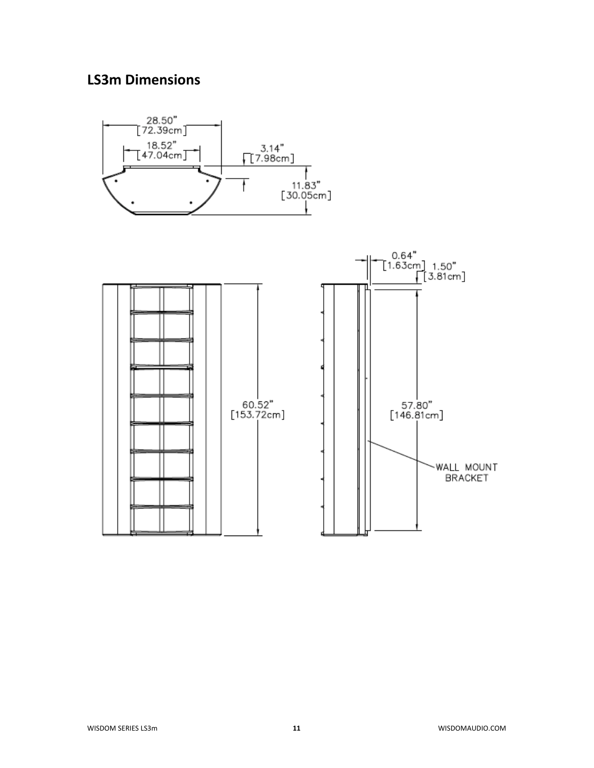## LS3m Dimensions

28.50" [72.39cm]

18.52" [47.04cm]

3.14" [7.98cm]

11.83" [30.05cm]

0.64" [1.63cm]

1.50" [3.81cm]

60.52" [153.72cm]

57.80" [146.81cm]

WALL MOUNT BRACKET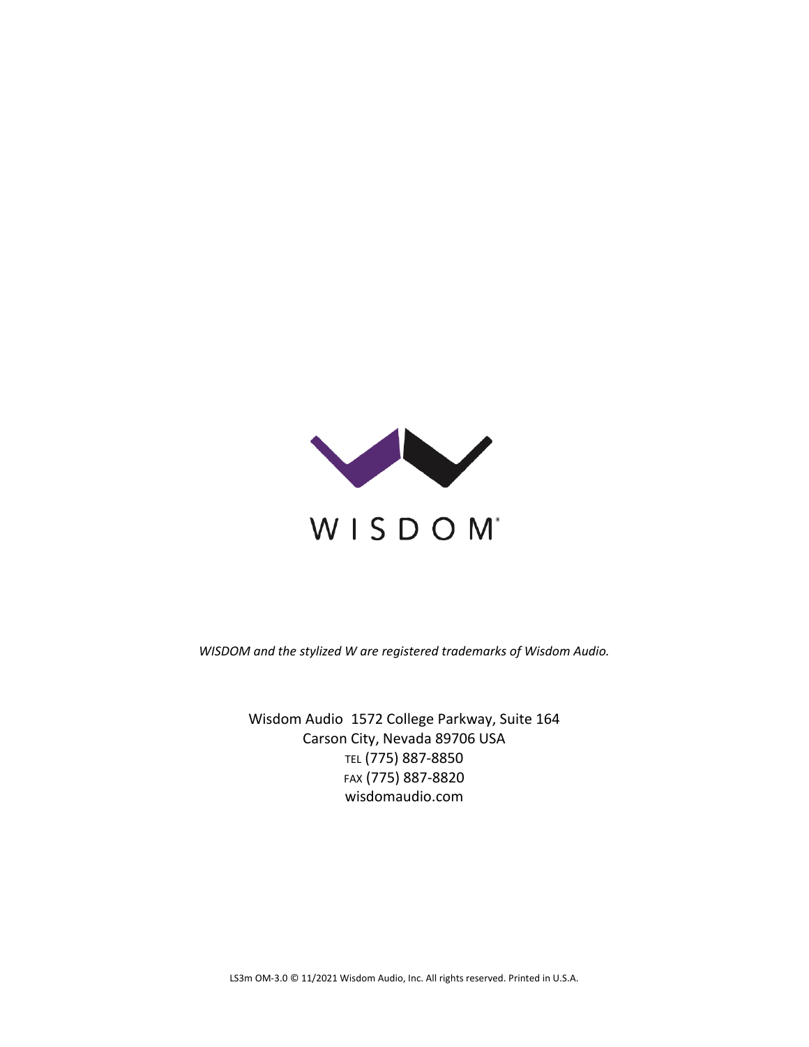WISDOM®

*WISDOM and the stylized W are registered trademarks of Wisdom Audio.*

Wisdom Audio  1572 College Parkway, Suite 164
Carson City, Nevada 89706 USA
TEL (775) 887-8850
FAX (775) 887-8820
wisdomaudio.com

LS3m OM-3.0 © 11/2021 Wisdom Audio, Inc. All rights reserved. Printed in U.S.A.